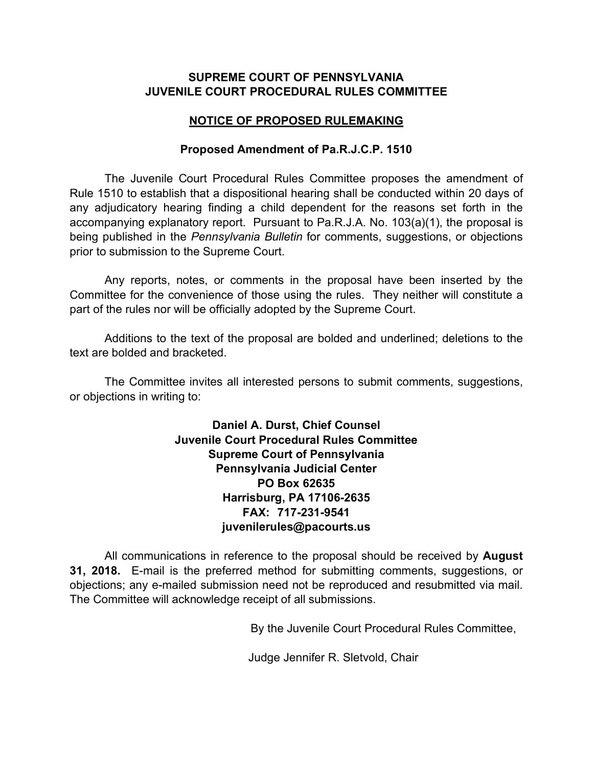**SUPREME COURT OF PENNSYLVANIA**
**JUVENILE COURT PROCEDURAL RULES COMMITTEE**

**NOTICE OF PROPOSED RULEMAKING**

**Proposed Amendment of Pa.R.J.C.P. 1510**

The Juvenile Court Procedural Rules Committee proposes the amendment of Rule 1510 to establish that a dispositional hearing shall be conducted within 20 days of any adjudicatory hearing finding a child dependent for the reasons set forth in the accompanying explanatory report. Pursuant to Pa.R.J.A. No. 103(a)(1), the proposal is being published in the *Pennsylvania Bulletin* for comments, suggestions, or objections prior to submission to the Supreme Court.

Any reports, notes, or comments in the proposal have been inserted by the Committee for the convenience of those using the rules. They neither will constitute a part of the rules nor will be officially adopted by the Supreme Court.

Additions to the text of the proposal are bolded and underlined; deletions to the text are bolded and bracketed.

The Committee invites all interested persons to submit comments, suggestions, or objections in writing to:

**Daniel A. Durst, Chief Counsel**
**Juvenile Court Procedural Rules Committee**
**Supreme Court of Pennsylvania**
**Pennsylvania Judicial Center**
**PO Box 62635**
**Harrisburg, PA 17106-2635**
**FAX: 717-231-9541**
**juvenilerules@pacourts.us**

All communications in reference to the proposal should be received by **August 31, 2018.** E-mail is the preferred method for submitting comments, suggestions, or objections; any e-mailed submission need not be reproduced and resubmitted via mail. The Committee will acknowledge receipt of all submissions.

By the Juvenile Court Procedural Rules Committee,

Judge Jennifer R. Sletvold, Chair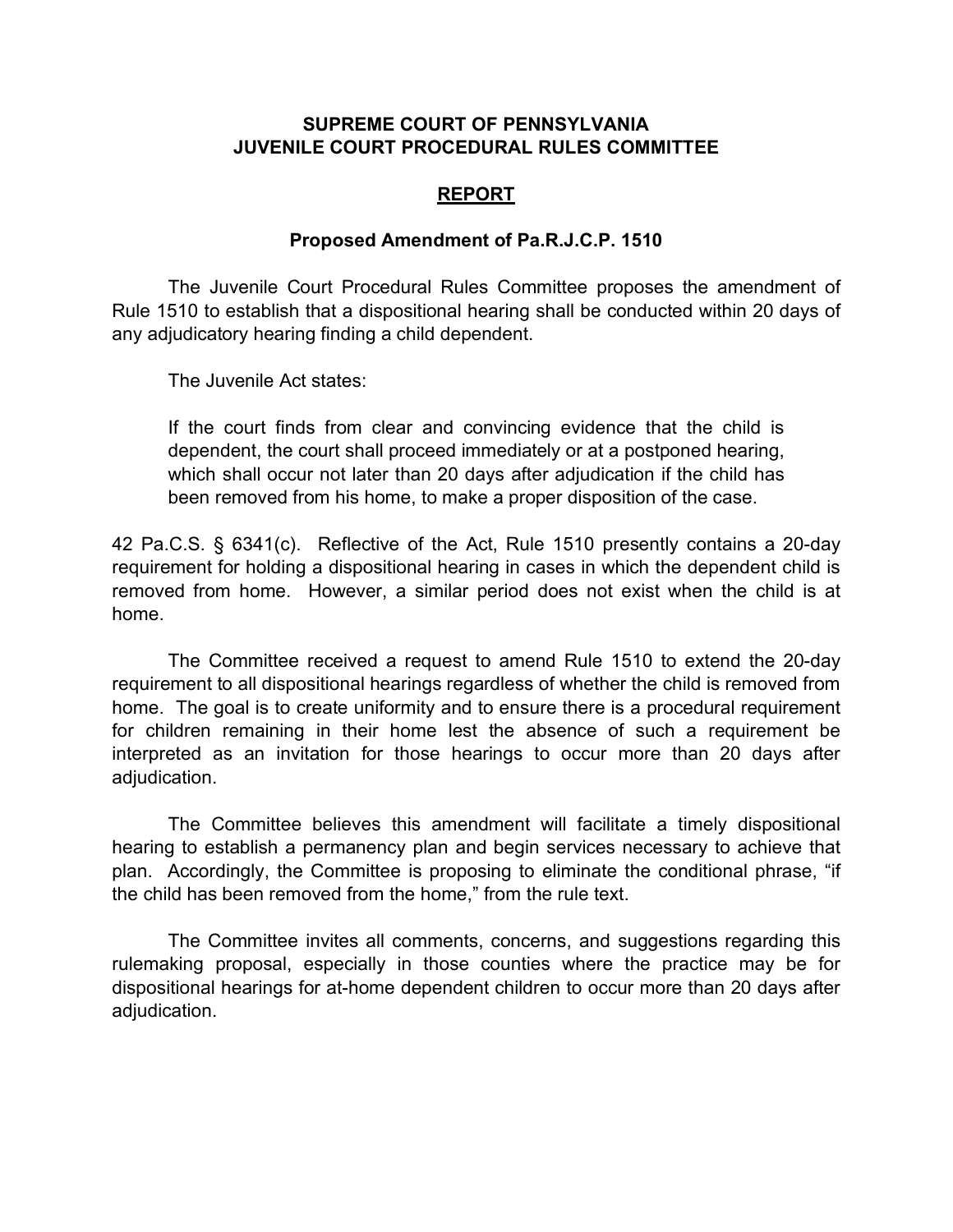**SUPREME COURT OF PENNSYLVANIA**
**JUVENILE COURT PROCEDURAL RULES COMMITTEE**

## REPORT

### Proposed Amendment of Pa.R.J.C.P. 1510

The Juvenile Court Procedural Rules Committee proposes the amendment of Rule 1510 to establish that a dispositional hearing shall be conducted within 20 days of any adjudicatory hearing finding a child dependent.

The Juvenile Act states:

> If the court finds from clear and convincing evidence that the child is dependent, the court shall proceed immediately or at a postponed hearing, which shall occur not later than 20 days after adjudication if the child has been removed from his home, to make a proper disposition of the case.

42 Pa.C.S. § 6341(c). Reflective of the Act, Rule 1510 presently contains a 20-day requirement for holding a dispositional hearing in cases in which the dependent child is removed from home. However, a similar period does not exist when the child is at home.

The Committee received a request to amend Rule 1510 to extend the 20-day requirement to all dispositional hearings regardless of whether the child is removed from home. The goal is to create uniformity and to ensure there is a procedural requirement for children remaining in their home lest the absence of such a requirement be interpreted as an invitation for those hearings to occur more than 20 days after adjudication.

The Committee believes this amendment will facilitate a timely dispositional hearing to establish a permanency plan and begin services necessary to achieve that plan. Accordingly, the Committee is proposing to eliminate the conditional phrase, "if the child has been removed from the home," from the rule text.

The Committee invites all comments, concerns, and suggestions regarding this rulemaking proposal, especially in those counties where the practice may be for dispositional hearings for at-home dependent children to occur more than 20 days after adjudication.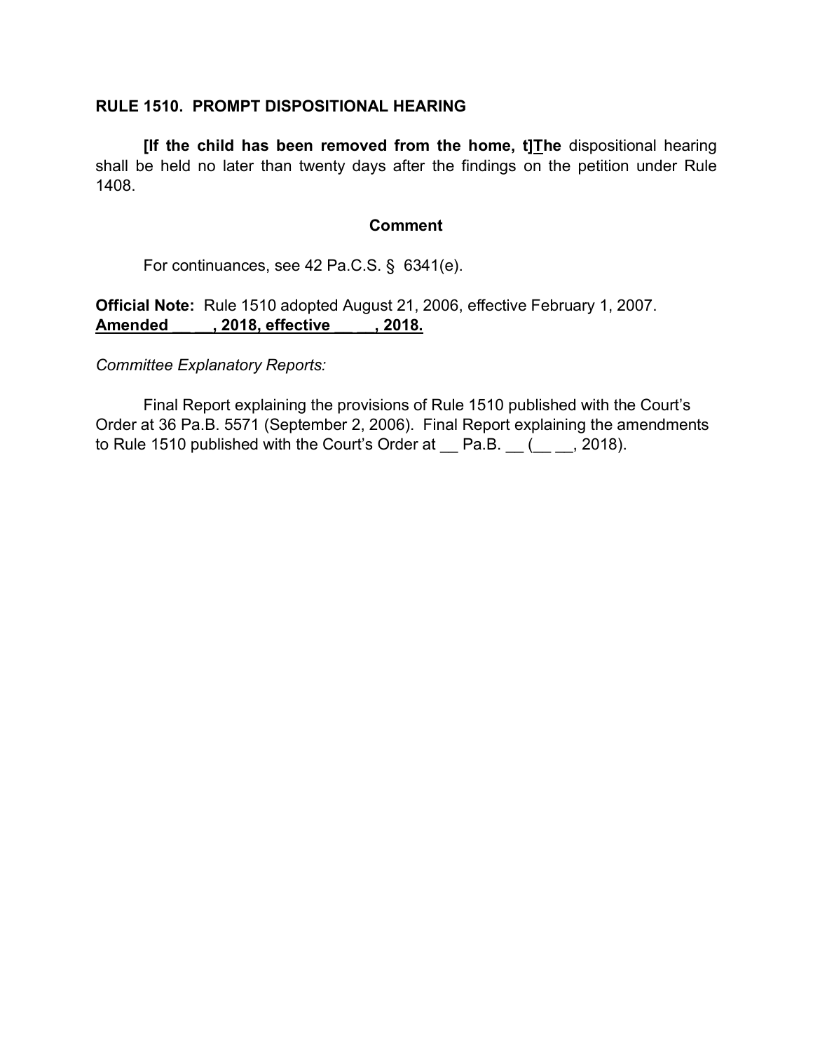**RULE 1510. PROMPT DISPOSITIONAL HEARING**

**[If the child has been removed from the home, t]**<u>**T**</u>**he** dispositional hearing shall be held no later than twenty days after the findings on the petition under Rule 1408.

**Comment**

For continuances, see 42 Pa.C.S. § 6341(e).

**Official Note:** Rule 1510 adopted August 21, 2006, effective February 1, 2007. <u>**Amended __ __, 2018, effective __ __, 2018.**</u>

*Committee Explanatory Reports:*

Final Report explaining the provisions of Rule 1510 published with the Court's Order at 36 Pa.B. 5571 (September 2, 2006). Final Report explaining the amendments to Rule 1510 published with the Court's Order at __ Pa.B. __ (__ __, 2018).